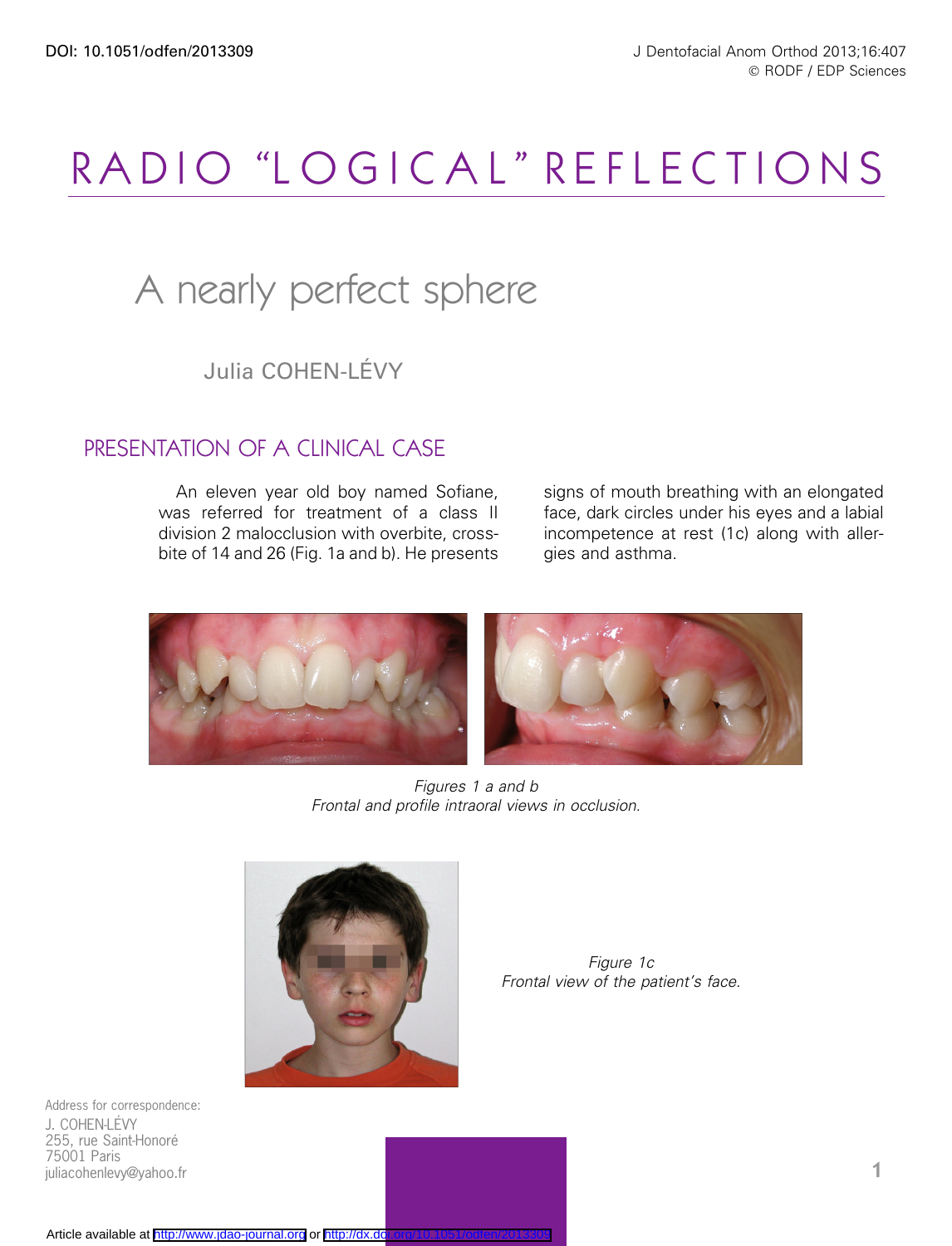# RADIO "LOGICAL" REFLECTIONS

## A nearly perfect sphere

Julia COHEN-LÉVY

### PRESENTATION OF A CLINICAL CASE

An eleven year old boy named Sofiane, was referred for treatment of a class II division 2 malocclusion with overbite, cross-bite of 14 and 26 (Fig. 1a and b). He presents signs of mouth breathing with an elongated face, dark circles under his eyes and a labial incompetence at rest (1c) along with allergies and asthma.

*Figures 1 a and b*
*Frontal and profile intraoral views in occlusion.*

*Figure 1c*
*Frontal view of the patient's face.*

Address for correspondence:
J. COHEN-LÉVY
255, rue Saint-Honoré
75001 Paris
juliacohenlevy@yahoo.fr

Article available at http://www.jdao-journal.org or http://dx.doi.org/10.1051/odfen/2013309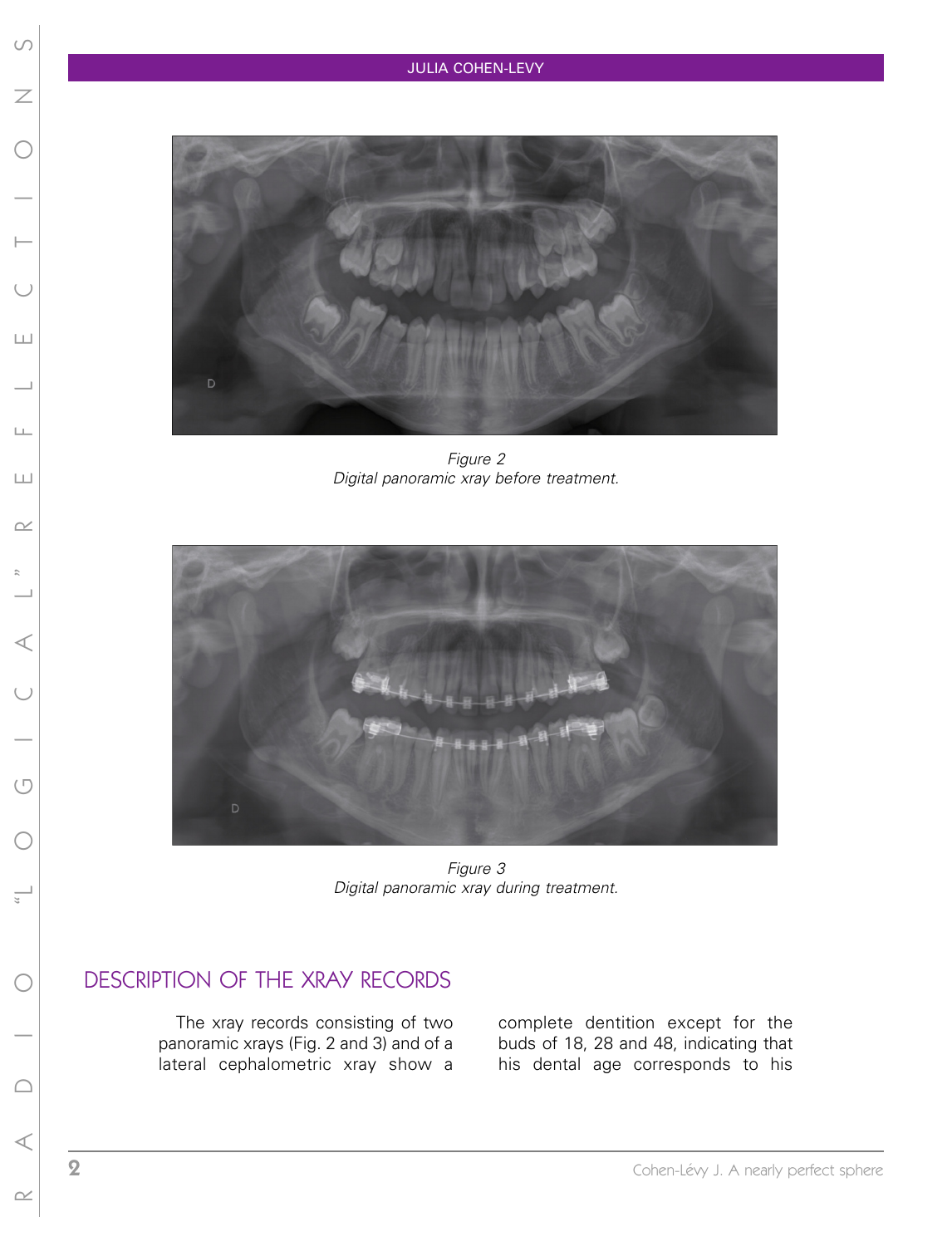Figure 2
Digital panoramic xray before treatment.

Figure 3
Digital panoramic xray during treatment.

## DESCRIPTION OF THE XRAY RECORDS

The xray records consisting of two panoramic xrays (Fig. 2 and 3) and of a lateral cephalometric xray show a complete dentition except for the buds of 18, 28 and 48, indicating that his dental age corresponds to his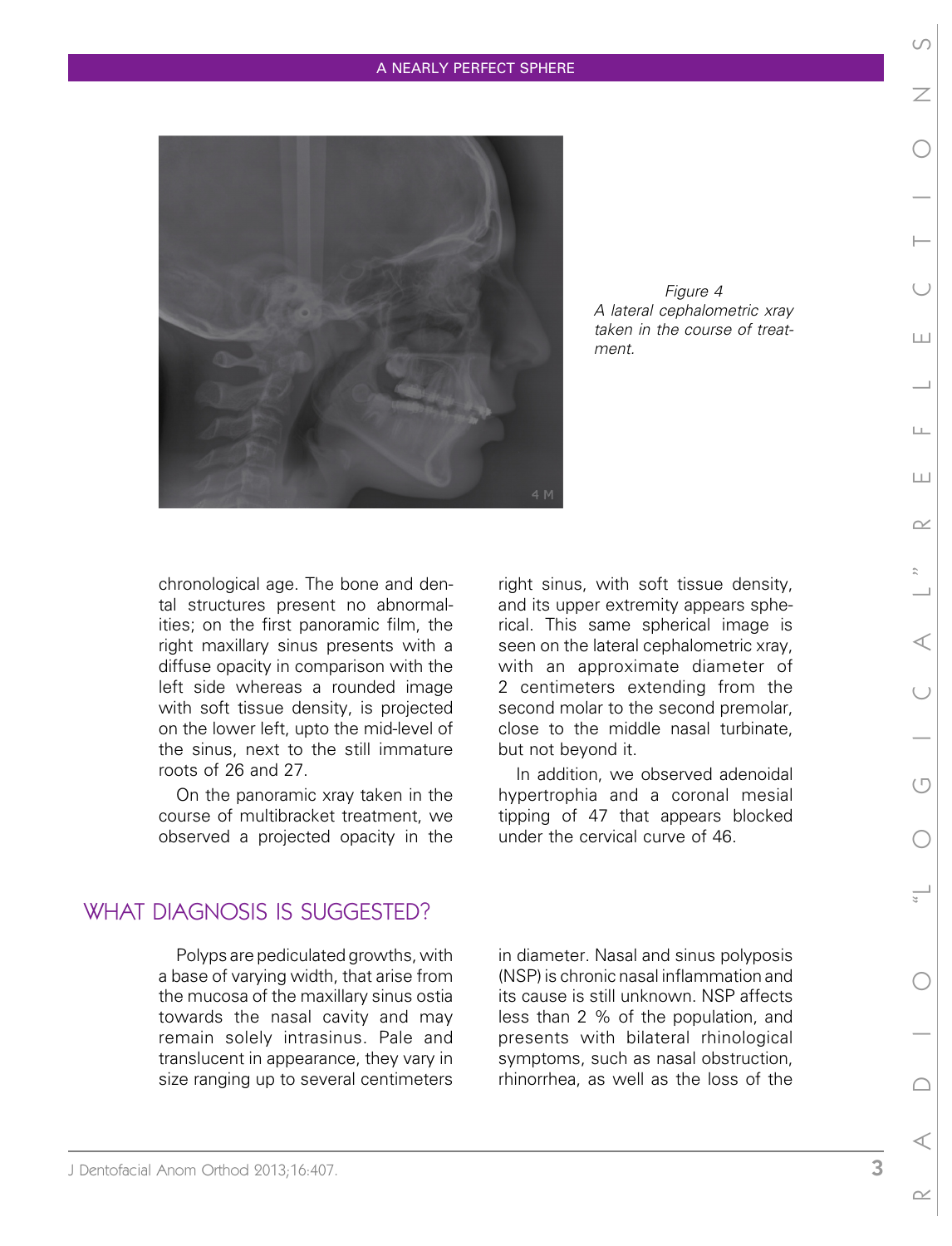*Figure 4*
*A lateral cephalometric xray taken in the course of treatment.*

chronological age. The bone and dental structures present no abnormalities; on the first panoramic film, the right maxillary sinus presents with a diffuse opacity in comparison with the left side whereas a rounded image with soft tissue density, is projected on the lower left, upto the mid-level of the sinus, next to the still immature roots of 26 and 27.

On the panoramic xray taken in the course of multibracket treatment, we observed a projected opacity in the right sinus, with soft tissue density, and its upper extremity appears spherical. This same spherical image is seen on the lateral cephalometric xray, with an approximate diameter of 2 centimeters extending from the second molar to the second premolar, close to the middle nasal turbinate, but not beyond it.

In addition, we observed adenoidal hypertrophia and a coronal mesial tipping of 47 that appears blocked under the cervical curve of 46.

## WHAT DIAGNOSIS IS SUGGESTED?

Polyps are pediculated growths, with a base of varying width, that arise from the mucosa of the maxillary sinus ostia towards the nasal cavity and may remain solely intrasinus. Pale and translucent in appearance, they vary in size ranging up to several centimeters in diameter. Nasal and sinus polyposis (NSP) is chronic nasal inflammation and its cause is still unknown. NSP affects less than 2 % of the population, and presents with bilateral rhinological symptoms, such as nasal obstruction, rhinorrhea, as well as the loss of the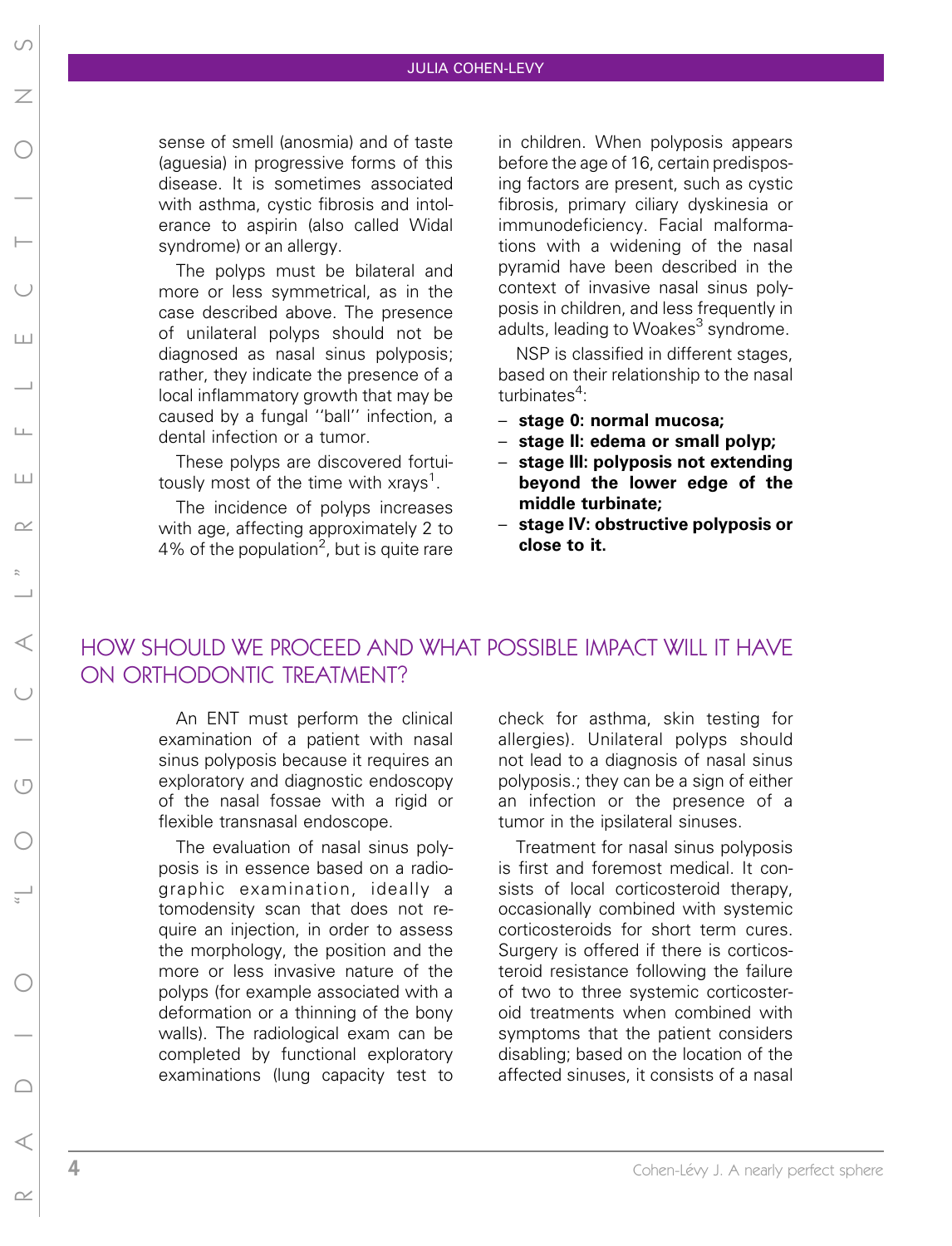sense of smell (anosmia) and of taste (aguesia) in progressive forms of this disease. It is sometimes associated with asthma, cystic fibrosis and intolerance to aspirin (also called Widal syndrome) or an allergy.

The polyps must be bilateral and more or less symmetrical, as in the case described above. The presence of unilateral polyps should not be diagnosed as nasal sinus polyposis; rather, they indicate the presence of a local inflammatory growth that may be caused by a fungal ''ball'' infection, a dental infection or a tumor.

These polyps are discovered fortuitously most of the time with xrays[1].

The incidence of polyps increases with age, affecting approximately 2 to 4% of the population[2], but is quite rare in children. When polyposis appears before the age of 16, certain predisposing factors are present, such as cystic fibrosis, primary ciliary dyskinesia or immunodeficiency. Facial malformations with a widening of the nasal pyramid have been described in the context of invasive nasal sinus polyposis in children, and less frequently in adults, leading to Woakes[3] syndrome.

NSP is classified in different stages, based on their relationship to the nasal turbinates[4]:

- **stage 0: normal mucosa;**
- **stage II: edema or small polyp;**
- **stage III: polyposis not extending beyond the lower edge of the middle turbinate;**
- **stage IV: obstructive polyposis or close to it.**

## HOW SHOULD WE PROCEED AND WHAT POSSIBLE IMPACT WILL IT HAVE ON ORTHODONTIC TREATMENT?

An ENT must perform the clinical examination of a patient with nasal sinus polyposis because it requires an exploratory and diagnostic endoscopy of the nasal fossae with a rigid or flexible transnasal endoscope.

The evaluation of nasal sinus polyposis is in essence based on a radiographic examination, ideally a tomodensity scan that does not require an injection, in order to assess the morphology, the position and the more or less invasive nature of the polyps (for example associated with a deformation or a thinning of the bony walls). The radiological exam can be completed by functional exploratory examinations (lung capacity test to check for asthma, skin testing for allergies). Unilateral polyps should not lead to a diagnosis of nasal sinus polyposis.; they can be a sign of either an infection or the presence of a tumor in the ipsilateral sinuses.

Treatment for nasal sinus polyposis is first and foremost medical. It consists of local corticosteroid therapy, occasionally combined with systemic corticosteroids for short term cures. Surgery is offered if there is corticosteroid resistance following the failure of two to three systemic corticosteroid treatments when combined with symptoms that the patient considers disabling; based on the location of the affected sinuses, it consists of a nasal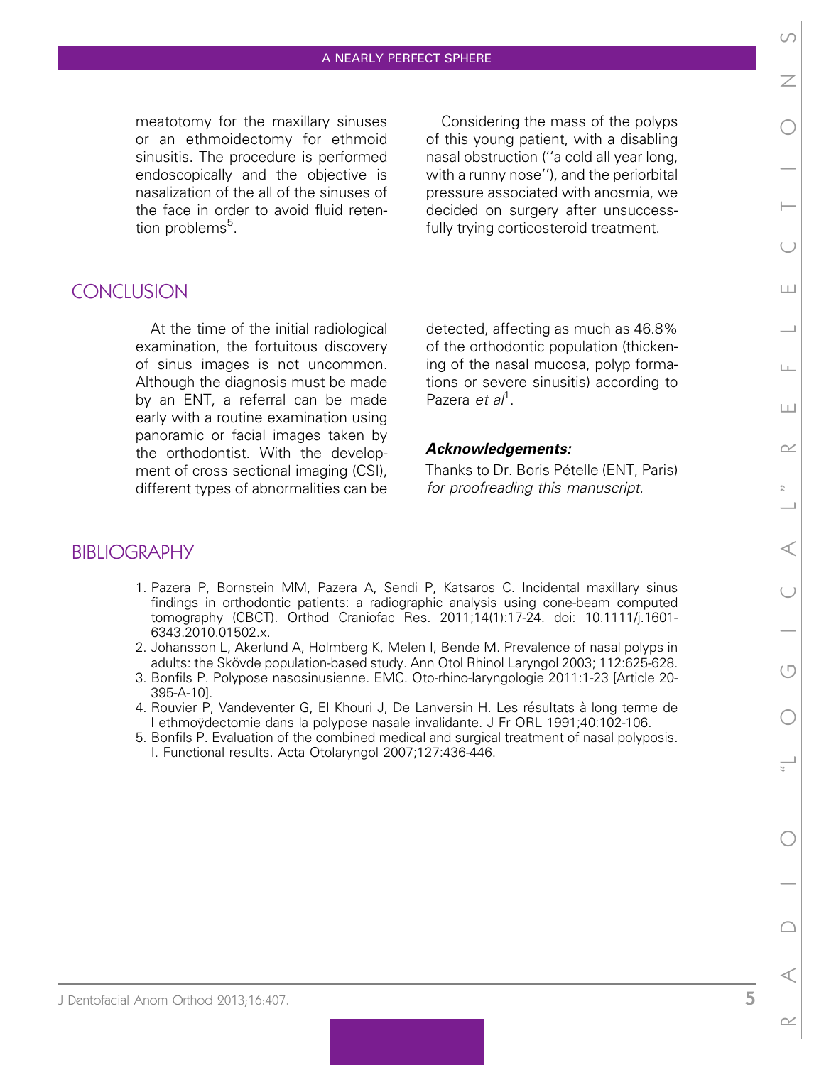meatotomy for the maxillary sinuses or an ethmoidectomy for ethmoid sinusitis. The procedure is performed endoscopically and the objective is nasalization of the all of the sinuses of the face in order to avoid fluid retention problems[5].

Considering the mass of the polyps of this young patient, with a disabling nasal obstruction (''a cold all year long, with a runny nose''), and the periorbital pressure associated with anosmia, we decided on surgery after unsuccessfully trying corticosteroid treatment.

## CONCLUSION

At the time of the initial radiological examination, the fortuitous discovery of sinus images is not uncommon. Although the diagnosis must be made by an ENT, a referral can be made early with a routine examination using panoramic or facial images taken by the orthodontist. With the development of cross sectional imaging (CSI), different types of abnormalities can be detected, affecting as much as 46.8% of the orthodontic population (thickening of the nasal mucosa, polyp formations or severe sinusitis) according to Pazera *et al*[1].

***Acknowledgements:***

Thanks to Dr. Boris Pételle (ENT, Paris) *for proofreading this manuscript*.

## BIBLIOGRAPHY

1. Pazera P, Bornstein MM, Pazera A, Sendi P, Katsaros C. Incidental maxillary sinus findings in orthodontic patients: a radiographic analysis using cone-beam computed tomography (CBCT). Orthod Craniofac Res. 2011;14(1):17-24. doi: 10.1111/j.1601-6343.2010.01502.x.
2. Johansson L, Akerlund A, Holmberg K, Melen I, Bende M. Prevalence of nasal polyps in adults: the Skövde population-based study. Ann Otol Rhinol Laryngol 2003; 112:625-628.
3. Bonfils P. Polypose nasosinusienne. EMC. Oto-rhino-laryngologie 2011:1-23 [Article 20-395-A-10].
4. Rouvier P, Vandeventer G, El Khouri J, De Lanversin H. Les résultats à long terme de l ethmoÿdectomie dans la polypose nasale invalidante. J Fr ORL 1991;40:102-106.
5. Bonfils P. Evaluation of the combined medical and surgical treatment of nasal polyposis. I. Functional results. Acta Otolaryngol 2007;127:436-446.